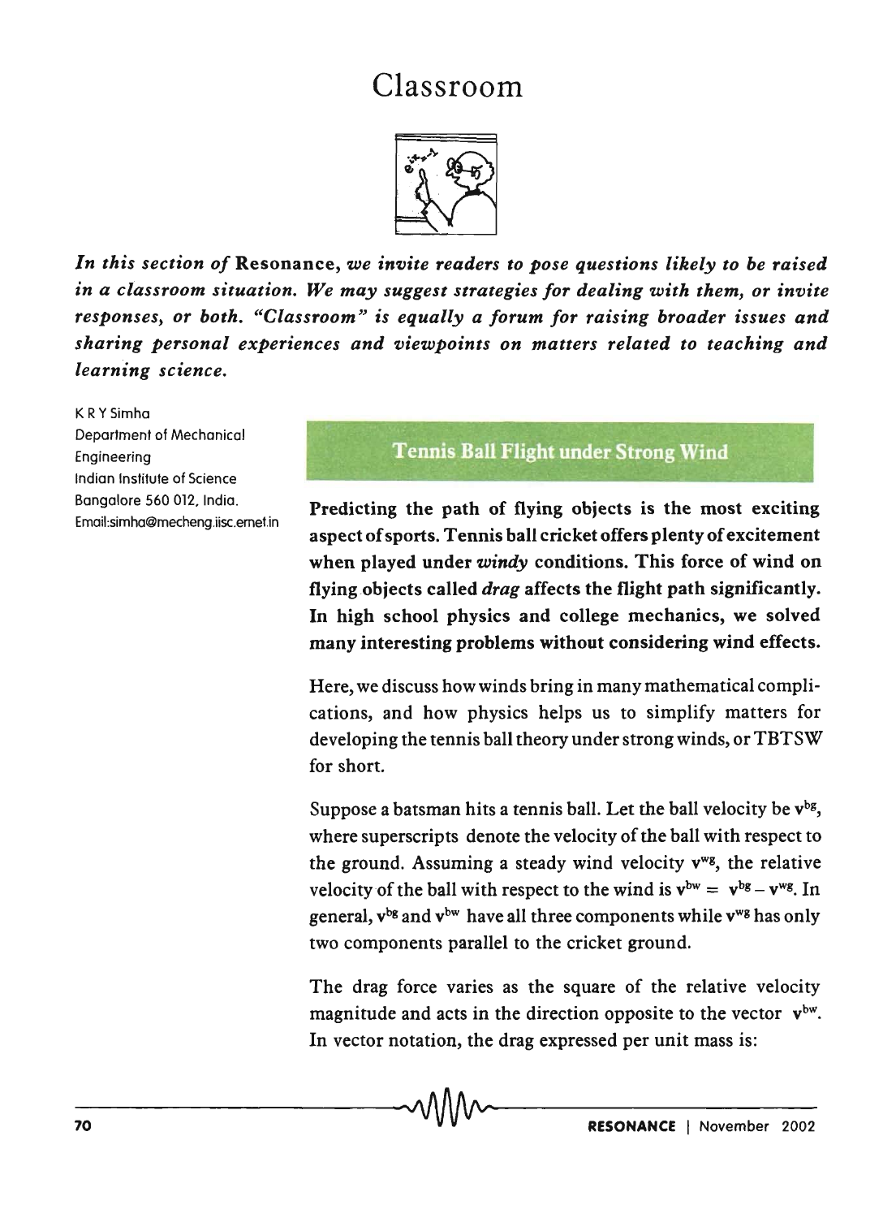# Classroom

*In this section of* **Resonance**, *we invite readers to pose questions likely to be raised in a classroom situation. We may suggest strategies for dealing with them, or invite responses, or both. "Classroom" is equally a forum for raising broader issues and sharing personal experiences and viewpoints on matters related to teaching and learning science.*

K R Y Simha
Department of Mechanical Engineering
Indian Institute of Science
Bangalore 560 012, India.
Email:simha@mecheng.iisc.ernet.in

## Tennis Ball Flight under Strong Wind

**Predicting the path of flying objects is the most exciting aspect of sports. Tennis ball cricket offers plenty of excitement when played under *windy* conditions. This force of wind on flying objects called *drag* affects the flight path significantly. In high school physics and college mechanics, we solved many interesting problems without considering wind effects.**

Here, we discuss how winds bring in many mathematical complications, and how physics helps us to simplify matters for developing the tennis ball theory under strong winds, or TBTSW for short.

Suppose a batsman hits a tennis ball. Let the ball velocity be $\mathbf{v}^{bg}$, where superscripts denote the velocity of the ball with respect to the ground. Assuming a steady wind velocity $\mathbf{v}^{wg}$, the relative velocity of the ball with respect to the wind is $\mathbf{v}^{bw} = \mathbf{v}^{bg} - \mathbf{v}^{wg}$. In general, $\mathbf{v}^{bg}$ and $\mathbf{v}^{bw}$ have all three components while $\mathbf{v}^{wg}$ has only two components parallel to the cricket ground.

The drag force varies as the square of the relative velocity magnitude and acts in the direction opposite to the vector $\mathbf{v}^{bw}$. In vector notation, the drag expressed per unit mass is: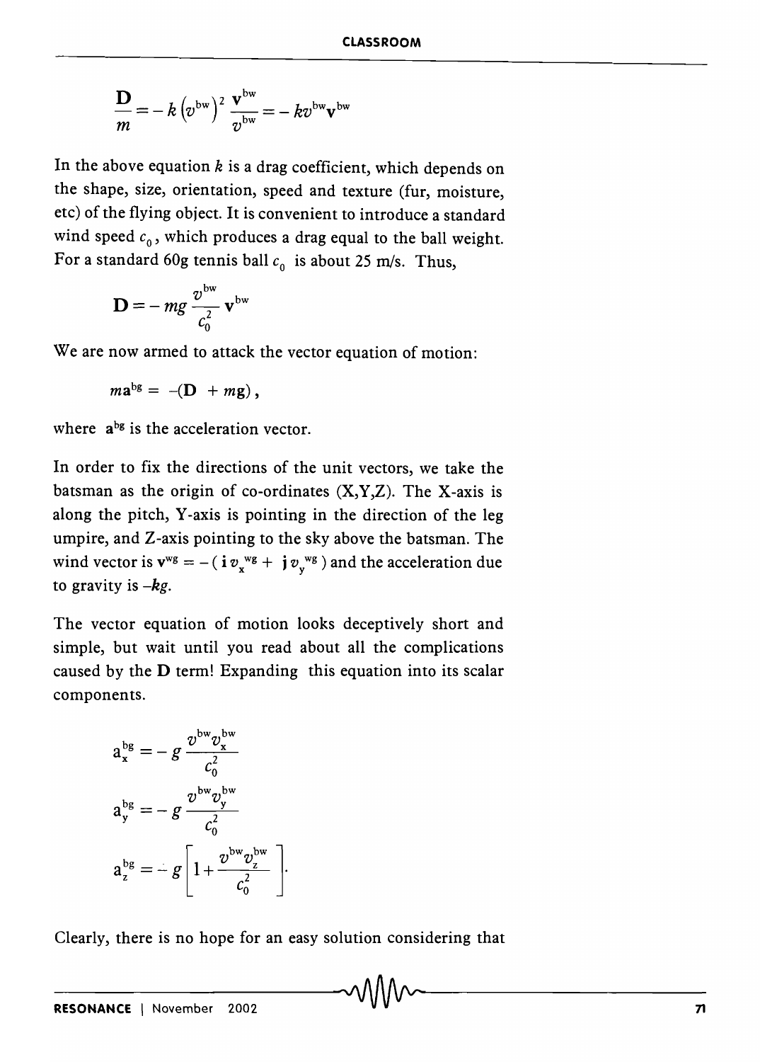$$\frac{\mathbf{D}}{m} = -k\left(v^{\mathrm{bw}}\right)^2 \frac{\mathbf{v}^{\mathrm{bw}}}{v^{\mathrm{bw}}} = -kv^{\mathrm{bw}}\mathbf{v}^{\mathrm{bw}}$$

In the above equation $k$ is a drag coefficient, which depends on the shape, size, orientation, speed and texture (fur, moisture, etc) of the flying object. It is convenient to introduce a standard wind speed $c_0$, which produces a drag equal to the ball weight. For a standard 60g tennis ball $c_0$ is about 25 m/s. Thus,

$$\mathbf{D} = -mg\frac{v^{\mathrm{bw}}}{c_0^2}\mathbf{v}^{\mathrm{bw}}$$

We are now armed to attack the vector equation of motion:

$$m\mathbf{a}^{\mathrm{bg}} = -(\mathbf{D} + m\mathbf{g}),$$

where $\mathbf{a}^{\mathrm{bg}}$ is the acceleration vector.

In order to fix the directions of the unit vectors, we take the batsman as the origin of co-ordinates (X,Y,Z). The X-axis is along the pitch, Y-axis is pointing in the direction of the leg umpire, and Z-axis pointing to the sky above the batsman. The wind vector is $\mathbf{v}^{\mathrm{wg}} = -(\mathbf{i}\,v_x^{\mathrm{wg}} + \mathbf{j}\,v_y^{\mathrm{wg}})$ and the acceleration due to gravity is $-\mathbf{k}g$.

The vector equation of motion looks deceptively short and simple, but wait until you read about all the complications caused by the $\mathbf{D}$ term! Expanding this equation into its scalar components.

$$a_x^{\mathrm{bg}} = -g\frac{v^{\mathrm{bw}}v_x^{\mathrm{bw}}}{c_0^2}$$

$$a_y^{\mathrm{bg}} = -g\frac{v^{\mathrm{bw}}v_y^{\mathrm{bw}}}{c_0^2}$$

$$a_z^{\mathrm{bg}} = -g\left[1 + \frac{v^{\mathrm{bw}}v_z^{\mathrm{bw}}}{c_0^2}\right].$$

Clearly, there is no hope for an easy solution considering that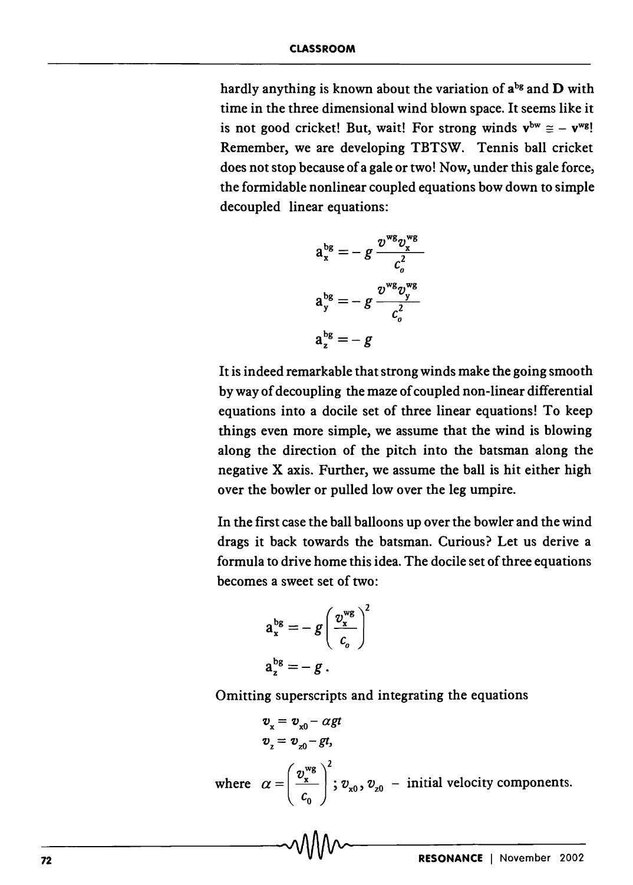hardly anything is known about the variation of $\mathbf{a}^{bg}$ and $\mathbf{D}$ with time in the three dimensional wind blown space. It seems like it is not good cricket! But, wait! For strong winds $\mathbf{v}^{bw} \cong -\mathbf{v}^{wg}$! Remember, we are developing TBTSW. Tennis ball cricket does not stop because of a gale or two! Now, under this gale force, the formidable nonlinear coupled equations bow down to simple decoupled linear equations:

$$a_x^{bg} = -g \frac{v^{wg} v_x^{wg}}{c_o^2}$$

$$a_y^{bg} = -g \frac{v^{wg} v_y^{wg}}{c_o^2}$$

$$a_z^{bg} = -g$$

It is indeed remarkable that strong winds make the going smooth by way of decoupling the maze of coupled non-linear differential equations into a docile set of three linear equations! To keep things even more simple, we assume that the wind is blowing along the direction of the pitch into the batsman along the negative X axis. Further, we assume the ball is hit either high over the bowler or pulled low over the leg umpire.

In the first case the ball balloons up over the bowler and the wind drags it back towards the batsman. Curious? Let us derive a formula to drive home this idea. The docile set of three equations becomes a sweet set of two:

$$a_x^{bg} = -g \left( \frac{v_x^{wg}}{c_o} \right)^2$$

$$a_z^{bg} = -g \, .$$

Omitting superscripts and integrating the equations

$$v_x = v_{x0} - \alpha g t$$

$$v_z = v_{z0} - g t,$$

where $\alpha = \left( \frac{v_x^{wg}}{c_0} \right)^2$; $v_{x0}, v_{z0}$ – initial velocity components.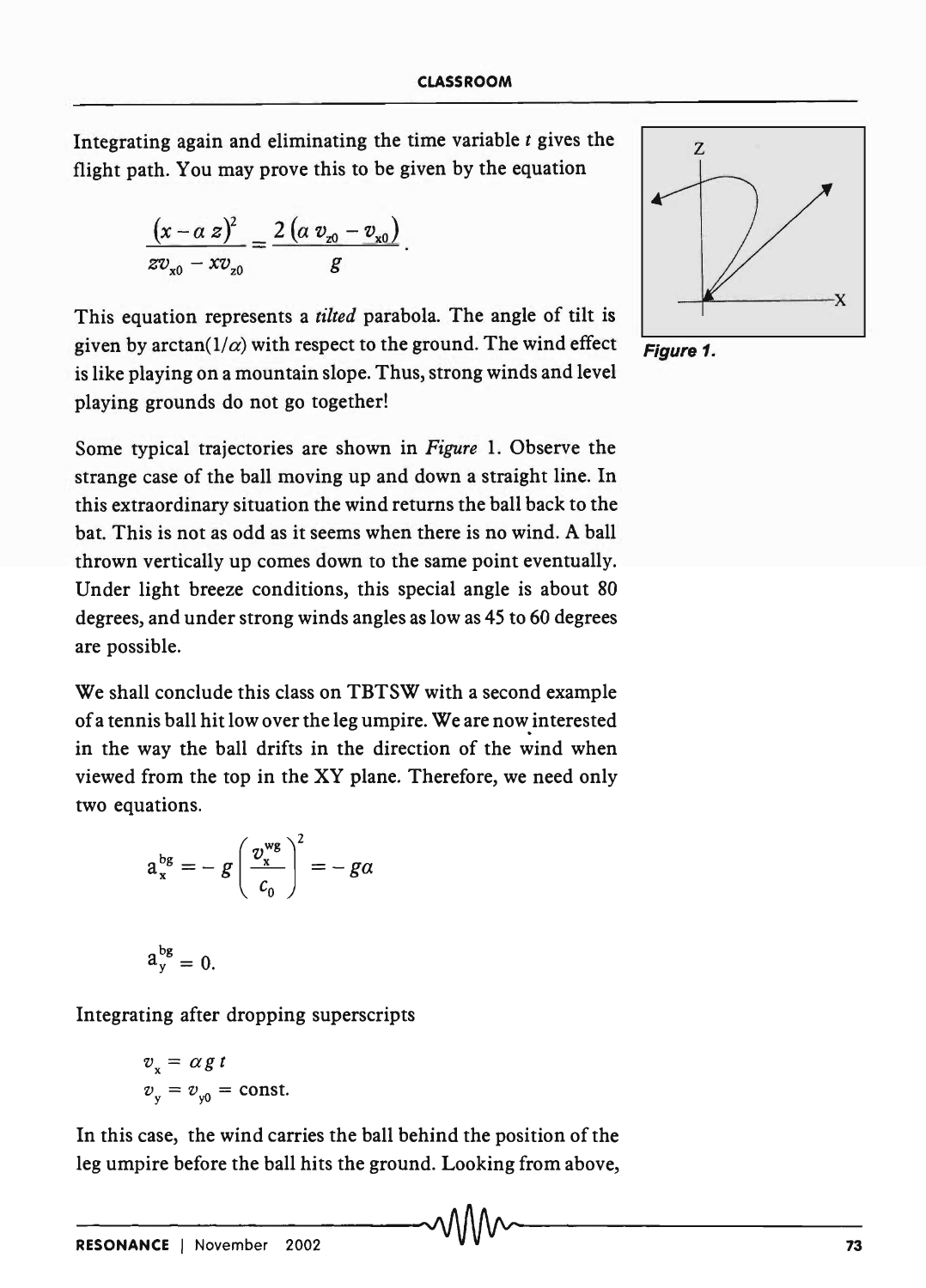Integrating again and eliminating the time variable $t$ gives the flight path. You may prove this to be given by the equation

$$\frac{(x - \alpha z)^2}{z v_{x0} - x v_{z0}} = \frac{2(\alpha v_{z0} - v_{x0})}{g}.$$

This equation represents a *tilted* parabola. The angle of tilt is given by $\arctan(1/\alpha)$ with respect to the ground. The wind effect is like playing on a mountain slope. Thus, strong winds and level playing grounds do not go together!

Figure 1.

Some typical trajectories are shown in *Figure* 1. Observe the strange case of the ball moving up and down a straight line. In this extraordinary situation the wind returns the ball back to the bat. This is not as odd as it seems when there is no wind. A ball thrown vertically up comes down to the same point eventually. Under light breeze conditions, this special angle is about 80 degrees, and under strong winds angles as low as 45 to 60 degrees are possible.

We shall conclude this class on TBTSW with a second example of a tennis ball hit low over the leg umpire. We are now interested in the way the ball drifts in the direction of the wind when viewed from the top in the XY plane. Therefore, we need only two equations.

$$a_x^{bg} = -g\left(\frac{v_x^{wg}}{c_0}\right)^2 = -g\alpha$$

$$a_y^{bg} = 0.$$

Integrating after dropping superscripts

$$v_x = \alpha g t$$
$$v_y = v_{y0} = \text{const.}$$

In this case, the wind carries the ball behind the position of the leg umpire before the ball hits the ground. Looking from above,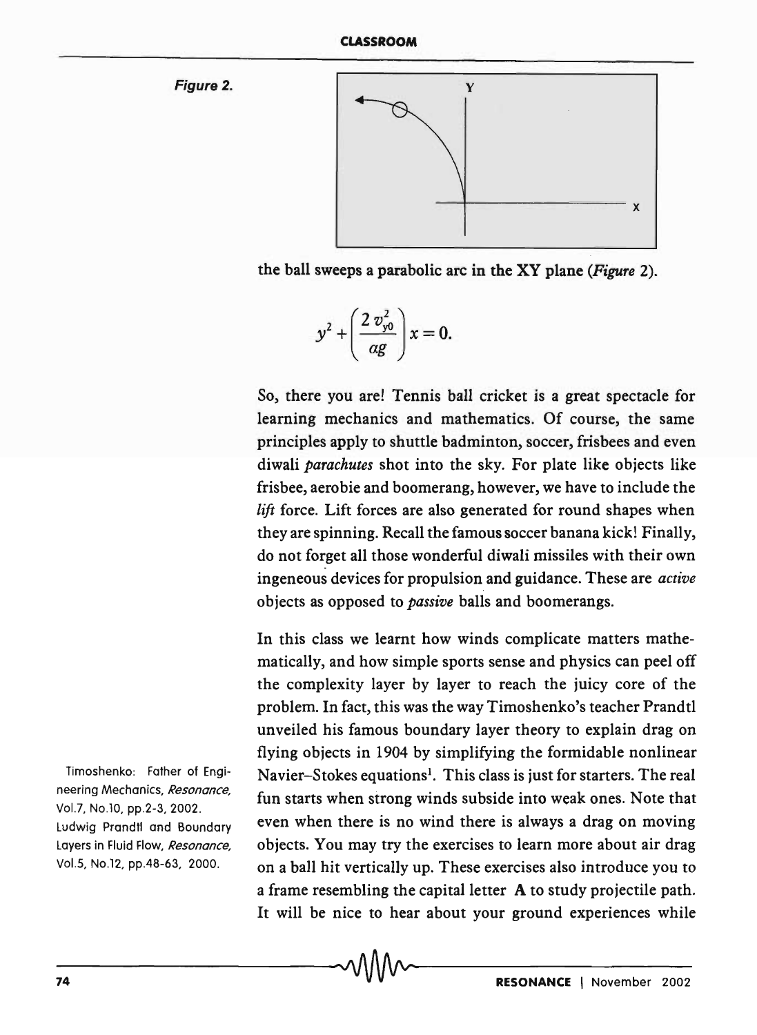Figure 2.

the ball sweeps a parabolic arc in the XY plane (*Figure* 2).

$$y^2 + \left(\frac{2\,v_{y0}^2}{ag}\right)x = 0.$$

So, there you are! Tennis ball cricket is a great spectacle for learning mechanics and mathematics. Of course, the same principles apply to shuttle badminton, soccer, frisbees and even diwali *parachutes* shot into the sky. For plate like objects like frisbee, aerobie and boomerang, however, we have to include the *lift* force. Lift forces are also generated for round shapes when they are spinning. Recall the famous soccer banana kick! Finally, do not forget all those wonderful diwali missiles with their own ingeneous devices for propulsion and guidance. These are *active* objects as opposed to *passive* balls and boomerangs.

In this class we learnt how winds complicate matters mathematically, and how simple sports sense and physics can peel off the complexity layer by layer to reach the juicy core of the problem. In fact, this was the way Timoshenko's teacher Prandtl unveiled his famous boundary layer theory to explain drag on flying objects in 1904 by simplifying the formidable nonlinear Navier–Stokes equations[1]. This class is just for starters. The real fun starts when strong winds subside into weak ones. Note that even when there is no wind there is always a drag on moving objects. You may try the exercises to learn more about air drag on a ball hit vertically up. These exercises also introduce you to a frame resembling the capital letter **A** to study projectile path. It will be nice to hear about your ground experiences while

Timoshenko: Father of Engineering Mechanics, *Resonance*, Vol.7, No.10, pp.2-3, 2002.

Ludwig Prandtl and Boundary Layers in Fluid Flow, *Resonance*, Vol.5, No.12, pp.48-63, 2000.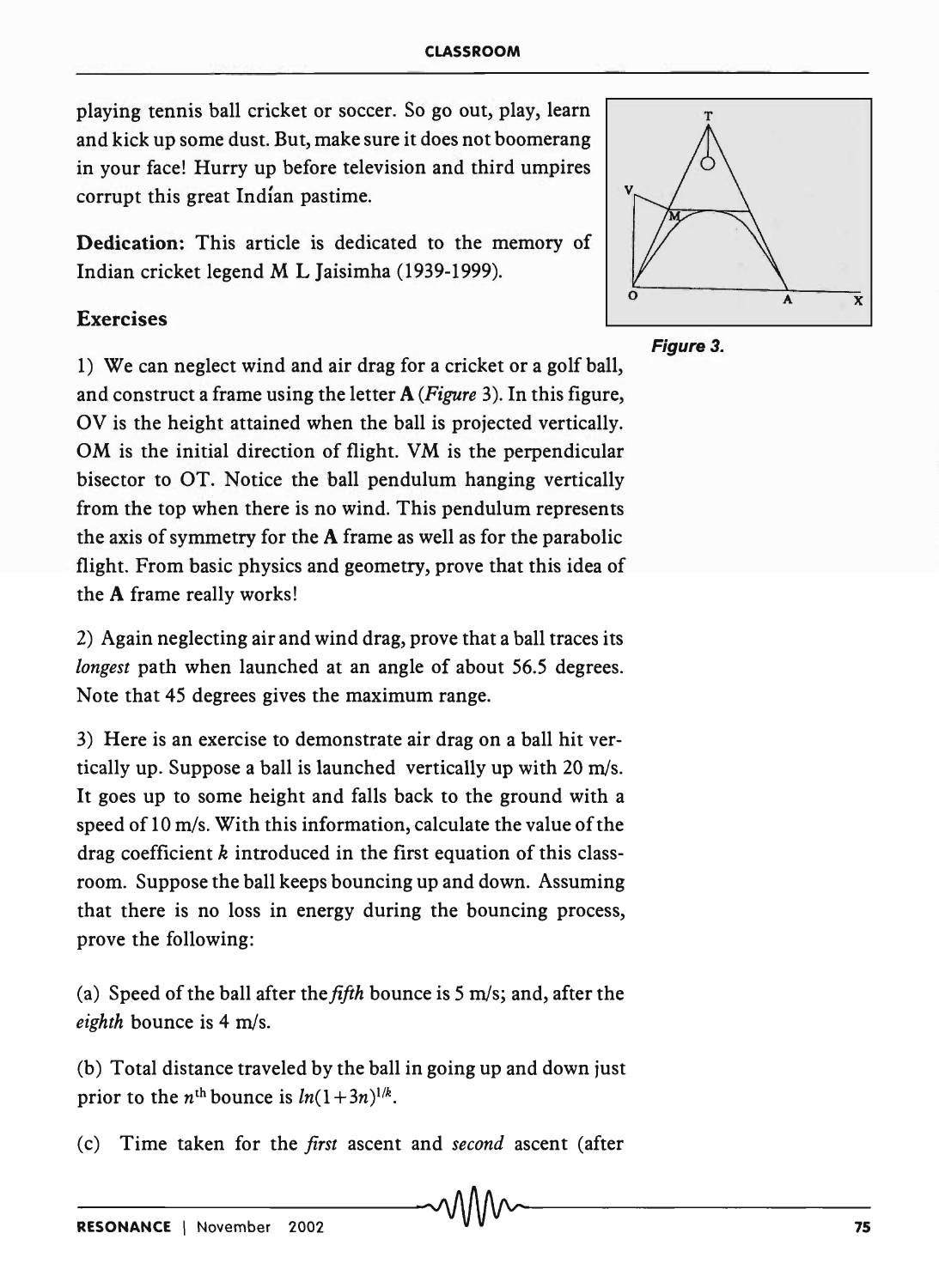playing tennis ball cricket or soccer. So go out, play, learn and kick up some dust. But, make sure it does not boomerang in your face! Hurry up before television and third umpires corrupt this great Indian pastime.

**Dedication:** This article is dedicated to the memory of Indian cricket legend M L Jaisimha (1939-1999).

*Figure 3.*

## Exercises

1) We can neglect wind and air drag for a cricket or a golf ball, and construct a frame using the letter **A** (*Figure* 3). In this figure, OV is the height attained when the ball is projected vertically. OM is the initial direction of flight. VM is the perpendicular bisector to OT. Notice the ball pendulum hanging vertically from the top when there is no wind. This pendulum represents the axis of symmetry for the **A** frame as well as for the parabolic flight. From basic physics and geometry, prove that this idea of the **A** frame really works!

2) Again neglecting air and wind drag, prove that a ball traces its *longest* path when launched at an angle of about 56.5 degrees. Note that 45 degrees gives the maximum range.

3) Here is an exercise to demonstrate air drag on a ball hit vertically up. Suppose a ball is launched vertically up with 20 m/s. It goes up to some height and falls back to the ground with a speed of 10 m/s. With this information, calculate the value of the drag coefficient $k$ introduced in the first equation of this classroom. Suppose the ball keeps bouncing up and down. Assuming that there is no loss in energy during the bouncing process, prove the following:

(a) Speed of the ball after the *fifth* bounce is 5 m/s; and, after the *eighth* bounce is 4 m/s.

(b) Total distance traveled by the ball in going up and down just prior to the $n^{th}$ bounce is $ln(1+3n)^{1/k}$.

(c) Time taken for the *first* ascent and *second* ascent (after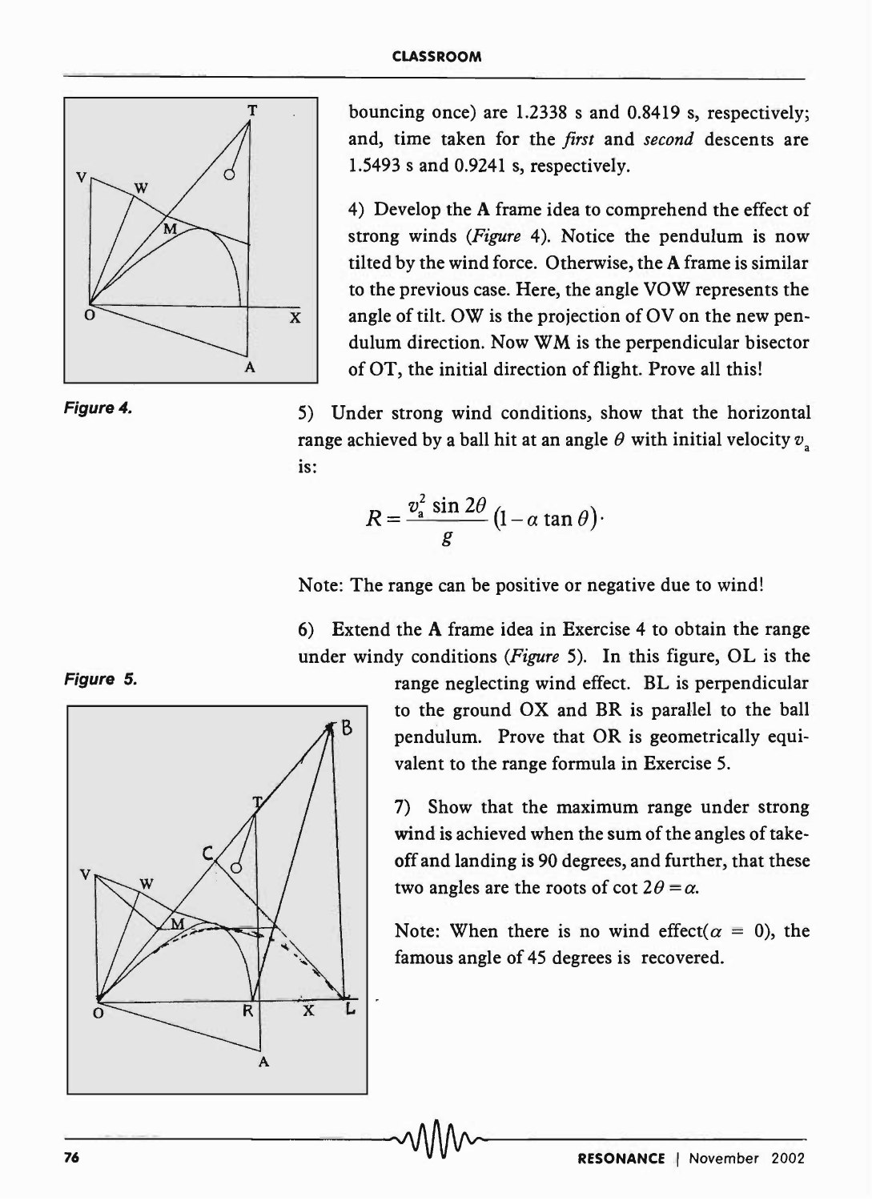bouncing once) are 1.2338 s and 0.8419 s, respectively; and, time taken for the *first* and *second* descents are 1.5493 s and 0.9241 s, respectively.

4) Develop the **A** frame idea to comprehend the effect of strong winds (*Figure* 4). Notice the pendulum is now tilted by the wind force. Otherwise, the **A** frame is similar to the previous case. Here, the angle VOW represents the angle of tilt. OW is the projection of OV on the new pendulum direction. Now WM is the perpendicular bisector of OT, the initial direction of flight. Prove all this!

T V W M O X A

*Figure 4.*

5) Under strong wind conditions, show that the horizontal range achieved by a ball hit at an angle $\theta$ with initial velocity $v_a$ is:

$$R = \frac{v_a^2 \sin 2\theta}{g}(1 - \alpha \tan \theta)\cdot$$

Note: The range can be positive or negative due to wind!

6) Extend the **A** frame idea in Exercise 4 to obtain the range under windy conditions (*Figure* 5). In this figure, OL is the range neglecting wind effect. BL is perpendicular to the ground OX and BR is parallel to the ball pendulum. Prove that OR is geometrically equivalent to the range formula in Exercise 5.

*Figure 5.*

B T C V W M O R X L A

7) Show that the maximum range under strong wind is achieved when the sum of the angles of take-off and landing is 90 degrees, and further, that these two angles are the roots of $\cot 2\theta = \alpha$.

Note: When there is no wind effect($\alpha$ = 0), the famous angle of 45 degrees is recovered.